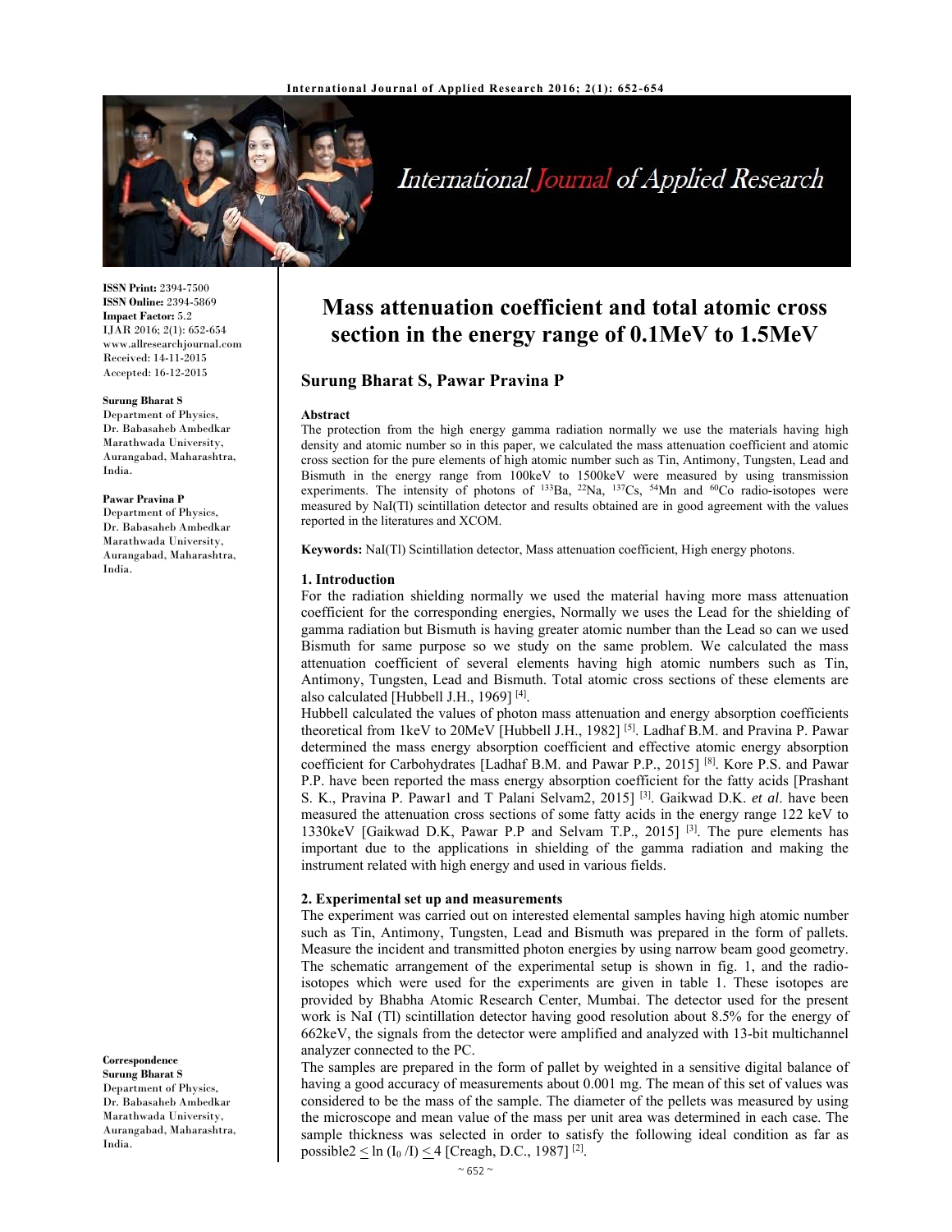# Mass attenuation coefficient and total atomic cross section in the energy range of 0.1MeV to 1.5MeV

**Surung Bharat S, Pawar Pravina P**

**ISSN Print:** 2394-7500
**ISSN Online:** 2394-5869
**Impact Factor:** 5.2
IJAR 2016; 2(1): 652-654
www.allresearchjournal.com
Received: 14-11-2015
Accepted: 16-12-2015

**Surung Bharat S**
Department of Physics, Dr. Babasaheb Ambedkar Marathwada University, Aurangabad, Maharashtra, India.

**Pawar Pravina P**
Department of Physics, Dr. Babasaheb Ambedkar Marathwada University, Aurangabad, Maharashtra, India.

**Correspondence**
**Surung Bharat S**
Department of Physics, Dr. Babasaheb Ambedkar Marathwada University, Aurangabad, Maharashtra, India.

**Abstract**

The protection from the high energy gamma radiation normally we use the materials having high density and atomic number so in this paper, we calculated the mass attenuation coefficient and atomic cross section for the pure elements of high atomic number such as Tin, Antimony, Tungsten, Lead and Bismuth in the energy range from 100keV to 1500keV were measured by using transmission experiments. The intensity of photons of $^{133}$Ba, $^{22}$Na, $^{137}$Cs, $^{54}$Mn and $^{60}$Co radio-isotopes were measured by NaI(Tl) scintillation detector and results obtained are in good agreement with the values reported in the literatures and XCOM.

**Keywords:** NaI(Tl) Scintillation detector, Mass attenuation coefficient, High energy photons.

## 1. Introduction

For the radiation shielding normally we used the material having more mass attenuation coefficient for the corresponding energies, Normally we uses the Lead for the shielding of gamma radiation but Bismuth is having greater atomic number than the Lead so can we used Bismuth for same purpose so we study on the same problem. We calculated the mass attenuation coefficient of several elements having high atomic numbers such as Tin, Antimony, Tungsten, Lead and Bismuth. Total atomic cross sections of these elements are also calculated [Hubbell J.H., 1969] [4].

Hubbell calculated the values of photon mass attenuation and energy absorption coefficients theoretical from 1keV to 20MeV [Hubbell J.H., 1982] [5]. Ladhaf B.M. and Pravina P. Pawar determined the mass energy absorption coefficient and effective atomic energy absorption coefficient for Carbohydrates [Ladhaf B.M. and Pawar P.P., 2015] [8]. Kore P.S. and Pawar P.P. have been reported the mass energy absorption coefficient for the fatty acids [Prashant S. K., Pravina P. Pawar1 and T Palani Selvam2, 2015] [3]. Gaikwad D.K. *et al*. have been measured the attenuation cross sections of some fatty acids in the energy range 122 keV to 1330keV [Gaikwad D.K, Pawar P.P and Selvam T.P., 2015] [3]. The pure elements has important due to the applications in shielding of the gamma radiation and making the instrument related with high energy and used in various fields.

## 2. Experimental set up and measurements

The experiment was carried out on interested elemental samples having high atomic number such as Tin, Antimony, Tungsten, Lead and Bismuth was prepared in the form of pallets. Measure the incident and transmitted photon energies by using narrow beam good geometry. The schematic arrangement of the experimental setup is shown in fig. 1, and the radio-isotopes which were used for the experiments are given in table 1. These isotopes are provided by Bhabha Atomic Research Center, Mumbai. The detector used for the present work is NaI (Tl) scintillation detector having good resolution about 8.5% for the energy of 662keV, the signals from the detector were amplified and analyzed with 13-bit multichannel analyzer connected to the PC.

The samples are prepared in the form of pallet by weighted in a sensitive digital balance of having a good accuracy of measurements about 0.001 mg. The mean of this set of values was considered to be the mass of the sample. The diameter of the pellets was measured by using the microscope and mean value of the mass per unit area was determined in each case. The sample thickness was selected in order to satisfy the following ideal condition as far as possible $2 \le \ln(I_0/I) \le 4$ [Creagh, D.C., 1987] [2].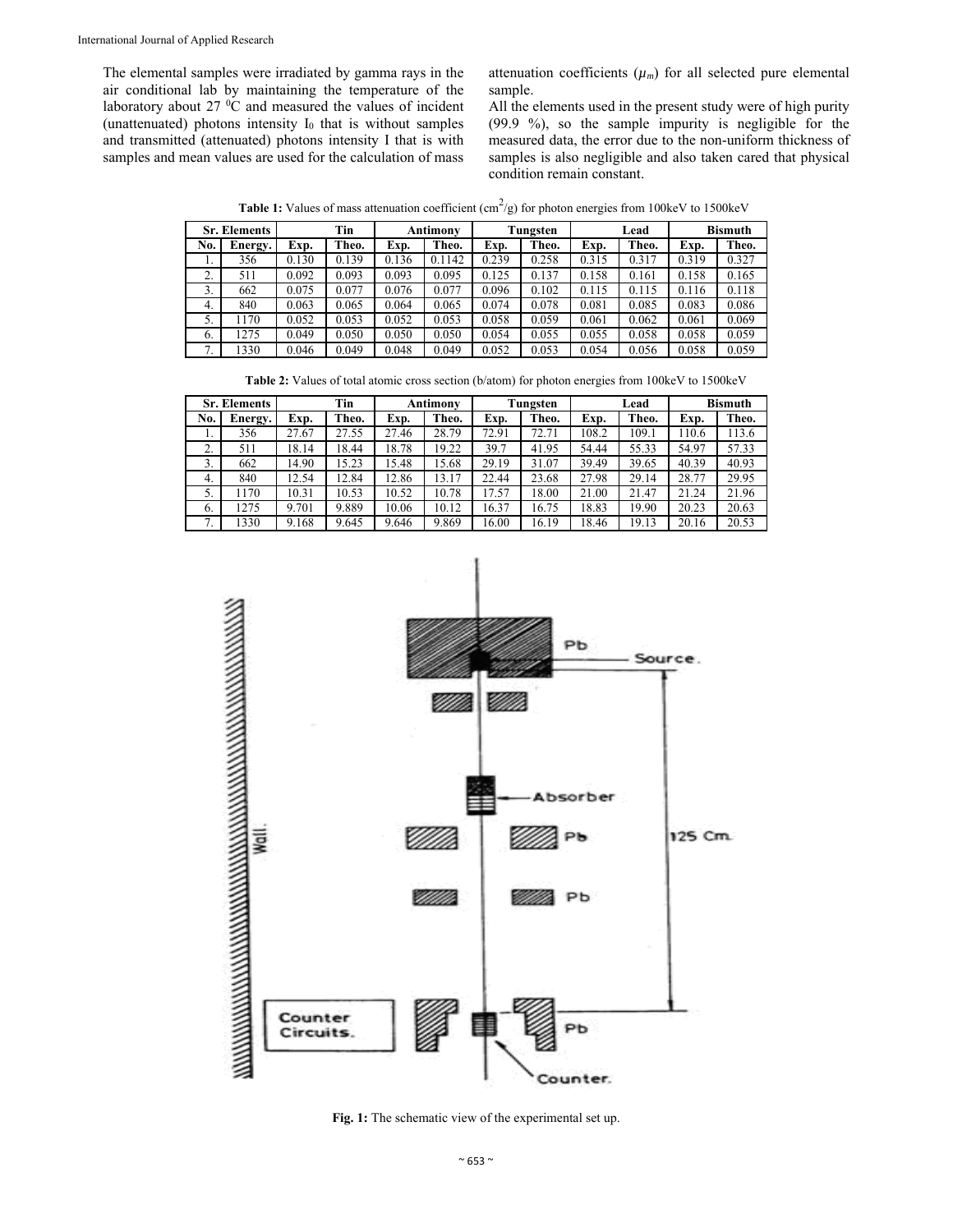The elemental samples were irradiated by gamma rays in the air conditional lab by maintaining the temperature of the laboratory about 27 $^0$C and measured the values of incident (unattenuated) photons intensity $I_0$ that is without samples and transmitted (attenuated) photons intensity I that is with samples and mean values are used for the calculation of mass attenuation coefficients ($\mu_m$) for all selected pure elemental sample.

All the elements used in the present study were of high purity (99.9 %), so the sample impurity is negligible for the measured data, the error due to the non-uniform thickness of samples is also negligible and also taken cared that physical condition remain constant.

**Table 1:** Values of mass attenuation coefficient (cm$^2$/g) for photon energies from 100keV to 1500keV

| Sr. | Elements | Tin | | Antimony | | Tungsten | | Lead | | Bismuth | |
|---|---|---|---|---|---|---|---|---|---|---|---|
| No. | Energy. | Exp. | Theo. | Exp. | Theo. | Exp. | Theo. | Exp. | Theo. | Exp. | Theo. |
| 1. | 356 | 0.130 | 0.139 | 0.136 | 0.1142 | 0.239 | 0.258 | 0.315 | 0.317 | 0.319 | 0.327 |
| 2. | 511 | 0.092 | 0.093 | 0.093 | 0.095 | 0.125 | 0.137 | 0.158 | 0.161 | 0.158 | 0.165 |
| 3. | 662 | 0.075 | 0.077 | 0.076 | 0.077 | 0.096 | 0.102 | 0.115 | 0.115 | 0.116 | 0.118 |
| 4. | 840 | 0.063 | 0.065 | 0.064 | 0.065 | 0.074 | 0.078 | 0.081 | 0.085 | 0.083 | 0.086 |
| 5. | 1170 | 0.052 | 0.053 | 0.052 | 0.053 | 0.058 | 0.059 | 0.061 | 0.062 | 0.061 | 0.069 |
| 6. | 1275 | 0.049 | 0.050 | 0.050 | 0.050 | 0.054 | 0.055 | 0.055 | 0.058 | 0.058 | 0.059 |
| 7. | 1330 | 0.046 | 0.049 | 0.048 | 0.049 | 0.052 | 0.053 | 0.054 | 0.056 | 0.058 | 0.059 |

**Table 2:** Values of total atomic cross section (b/atom) for photon energies from 100keV to 1500keV

| Sr. | Elements | Tin | | Antimony | | Tungsten | | Lead | | Bismuth | |
|---|---|---|---|---|---|---|---|---|---|---|---|
| No. | Energy. | Exp. | Theo. | Exp. | Theo. | Exp. | Theo. | Exp. | Theo. | Exp. | Theo. |
| 1. | 356 | 27.67 | 27.55 | 27.46 | 28.79 | 72.91 | 72.71 | 108.2 | 109.1 | 110.6 | 113.6 |
| 2. | 511 | 18.14 | 18.44 | 18.78 | 19.22 | 39.7 | 41.95 | 54.44 | 55.33 | 54.97 | 57.33 |
| 3. | 662 | 14.90 | 15.23 | 15.48 | 15.68 | 29.19 | 31.07 | 39.49 | 39.65 | 40.39 | 40.93 |
| 4. | 840 | 12.54 | 12.84 | 12.86 | 13.17 | 22.44 | 23.68 | 27.98 | 29.14 | 28.77 | 29.95 |
| 5. | 1170 | 10.31 | 10.53 | 10.52 | 10.78 | 17.57 | 18.00 | 21.00 | 21.47 | 21.24 | 21.96 |
| 6. | 1275 | 9.701 | 9.889 | 10.06 | 10.12 | 16.37 | 16.75 | 18.83 | 19.90 | 20.23 | 20.63 |
| 7. | 1330 | 9.168 | 9.645 | 9.646 | 9.869 | 16.00 | 16.19 | 18.46 | 19.13 | 20.16 | 20.53 |

**Fig. 1:** The schematic view of the experimental set up.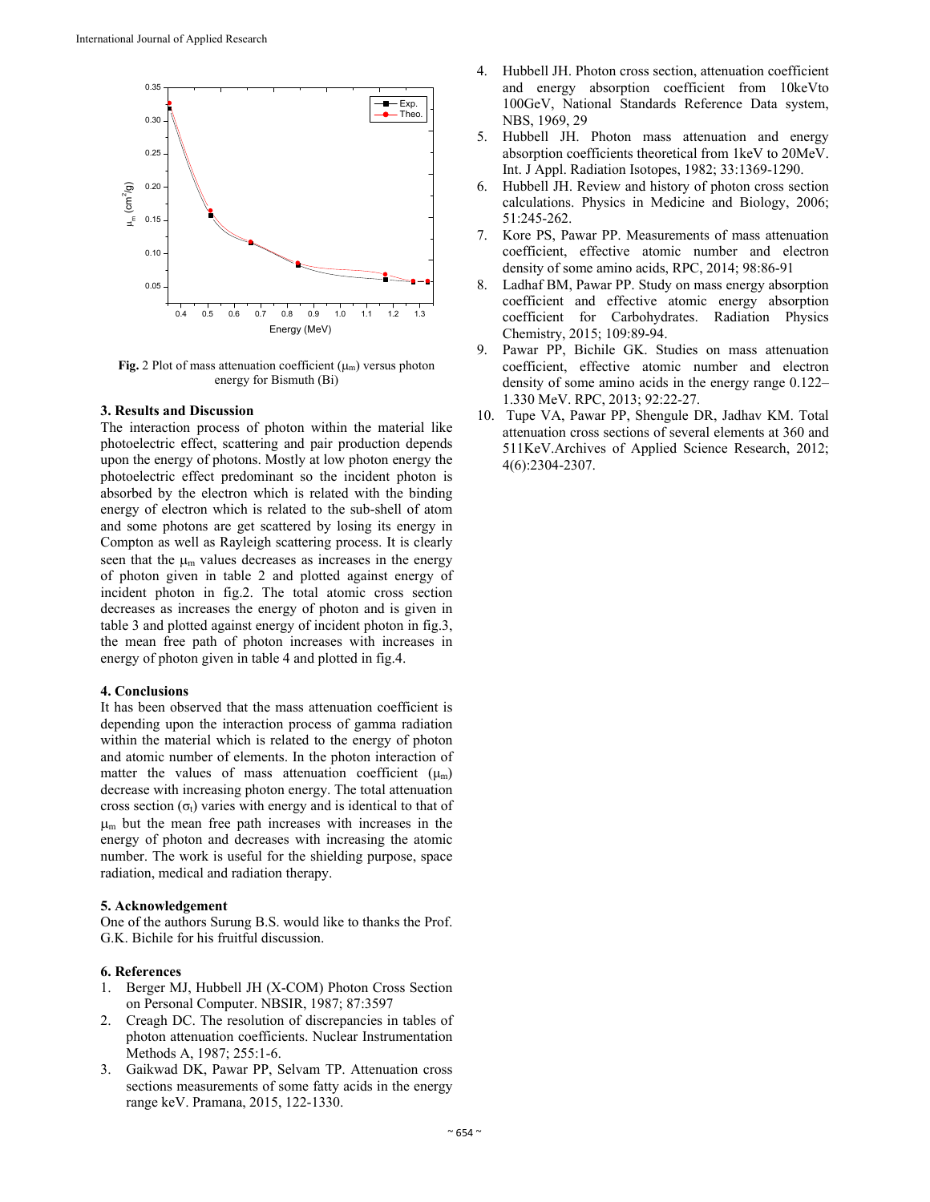0.35
0.30
0.25
0.20
0.15
0.10
0.05

$\mu_m$ (cm$^2$/g)

0.4 0.5 0.6 0.7 0.8 0.9 1.0 1.1 1.2 1.3

Energy (MeV)

Exp.
Theo.

**Fig.** 2 Plot of mass attenuation coefficient ($\mu_m$) versus photon energy for Bismuth (Bi)

### 3. Results and Discussion

The interaction process of photon within the material like photoelectric effect, scattering and pair production depends upon the energy of photons. Mostly at low photon energy the photoelectric effect predominant so the incident photon is absorbed by the electron which is related with the binding energy of electron which is related to the sub-shell of atom and some photons are get scattered by losing its energy in Compton as well as Rayleigh scattering process. It is clearly seen that the $\mu_m$ values decreases as increases in the energy of photon given in table 2 and plotted against energy of incident photon in fig.2. The total atomic cross section decreases as increases the energy of photon and is given in table 3 and plotted against energy of incident photon in fig.3, the mean free path of photon increases with increases in energy of photon given in table 4 and plotted in fig.4.

### 4. Conclusions

It has been observed that the mass attenuation coefficient is depending upon the interaction process of gamma radiation within the material which is related to the energy of photon and atomic number of elements. In the photon interaction of matter the values of mass attenuation coefficient ($\mu_m$) decrease with increasing photon energy. The total attenuation cross section ($\sigma_t$) varies with energy and is identical to that of $\mu_m$ but the mean free path increases with increases in the energy of photon and decreases with increasing the atomic number. The work is useful for the shielding purpose, space radiation, medical and radiation therapy.

### 5. Acknowledgement

One of the authors Surung B.S. would like to thanks the Prof. G.K. Bichile for his fruitful discussion.

### 6. References

1. Berger MJ, Hubbell JH (X-COM) Photon Cross Section on Personal Computer. NBSIR, 1987; 87:3597
2. Creagh DC. The resolution of discrepancies in tables of photon attenuation coefficients. Nuclear Instrumentation Methods A, 1987; 255:1-6.
3. Gaikwad DK, Pawar PP, Selvam TP. Attenuation cross sections measurements of some fatty acids in the energy range keV. Pramana, 2015, 122-1330.
4. Hubbell JH. Photon cross section, attenuation coefficient and energy absorption coefficient from 10keVto 100GeV, National Standards Reference Data system, NBS, 1969, 29
5. Hubbell JH. Photon mass attenuation and energy absorption coefficients theoretical from 1keV to 20MeV. Int. J Appl. Radiation Isotopes, 1982; 33:1369-1290.
6. Hubbell JH. Review and history of photon cross section calculations. Physics in Medicine and Biology, 2006; 51:245-262.
7. Kore PS, Pawar PP. Measurements of mass attenuation coefficient, effective atomic number and electron density of some amino acids, RPC, 2014; 98:86-91
8. Ladhaf BM, Pawar PP. Study on mass energy absorption coefficient and effective atomic energy absorption coefficient for Carbohydrates. Radiation Physics Chemistry, 2015; 109:89-94.
9. Pawar PP, Bichile GK. Studies on mass attenuation coefficient, effective atomic number and electron density of some amino acids in the energy range 0.122–1.330 MeV. RPC, 2013; 92:22-27.
10. Tupe VA, Pawar PP, Shengule DR, Jadhav KM. Total attenuation cross sections of several elements at 360 and 511KeV.Archives of Applied Science Research, 2012; 4(6):2304-2307.